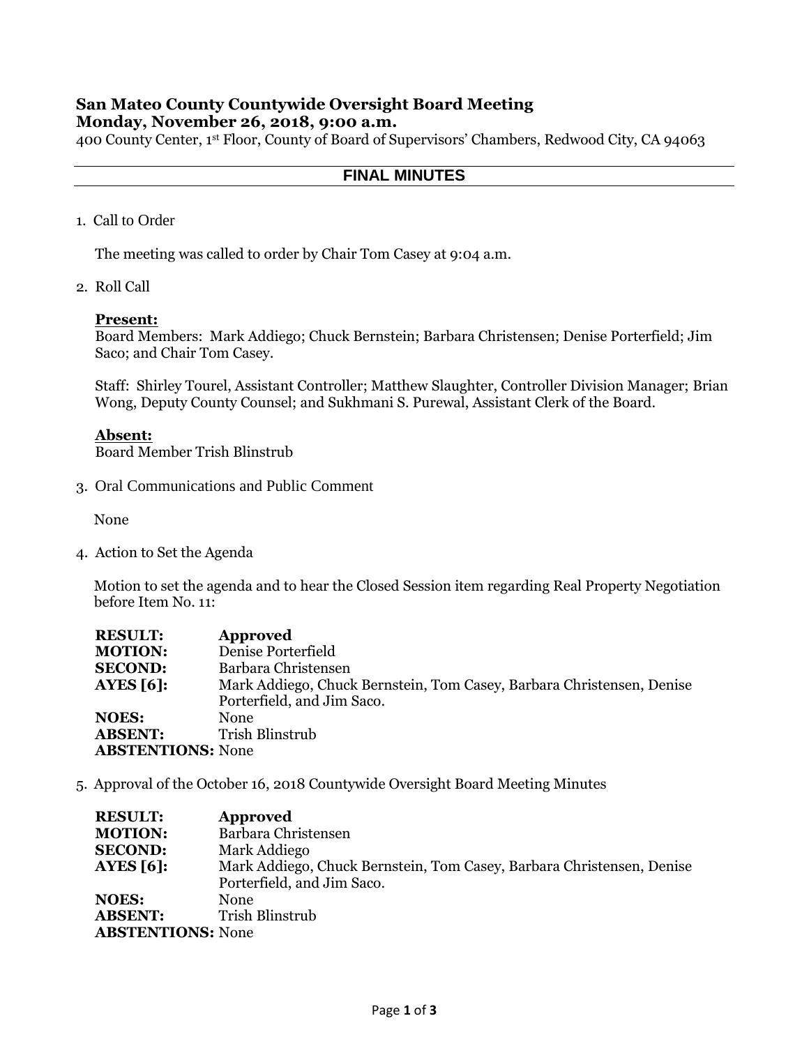# San Mateo County Countywide Oversight Board Meeting

**Monday, November 26, 2018, 9:00 a.m.**

400 County Center, 1st Floor, County of Board of Supervisors' Chambers, Redwood City, CA 94063

## FINAL MINUTES

1. Call to Order

   The meeting was called to order by Chair Tom Casey at 9:04 a.m.

2. Roll Call

   **Present:**
   Board Members: Mark Addiego; Chuck Bernstein; Barbara Christensen; Denise Porterfield; Jim Saco; and Chair Tom Casey.

   Staff: Shirley Tourel, Assistant Controller; Matthew Slaughter, Controller Division Manager; Brian Wong, Deputy County Counsel; and Sukhmani S. Purewal, Assistant Clerk of the Board.

   **Absent:**
   Board Member Trish Blinstrub

3. Oral Communications and Public Comment

   None

4. Action to Set the Agenda

   Motion to set the agenda and to hear the Closed Session item regarding Real Property Negotiation before Item No. 11:

   **RESULT:** **Approved**
   **MOTION:** Denise Porterfield
   **SECOND:** Barbara Christensen
   **AYES [6]:** Mark Addiego, Chuck Bernstein, Tom Casey, Barbara Christensen, Denise Porterfield, and Jim Saco.
   **NOES:** None
   **ABSENT:** Trish Blinstrub
   **ABSTENTIONS:** None

5. Approval of the October 16, 2018 Countywide Oversight Board Meeting Minutes

   **RESULT:** **Approved**
   **MOTION:** Barbara Christensen
   **SECOND:** Mark Addiego
   **AYES [6]:** Mark Addiego, Chuck Bernstein, Tom Casey, Barbara Christensen, Denise Porterfield, and Jim Saco.
   **NOES:** None
   **ABSENT:** Trish Blinstrub
   **ABSTENTIONS:** None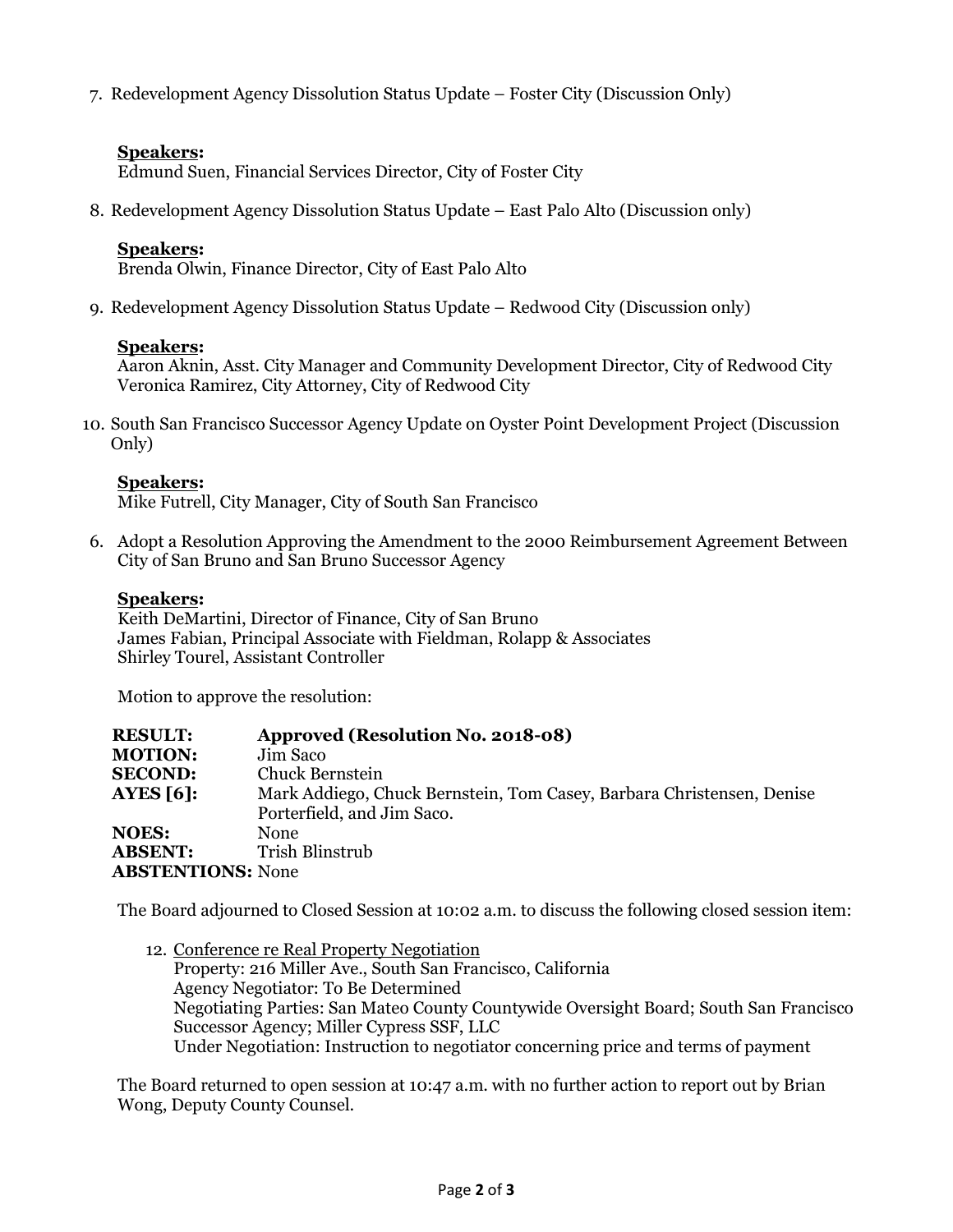7. Redevelopment Agency Dissolution Status Update – Foster City (Discussion Only)

**Speakers:**
Edmund Suen, Financial Services Director, City of Foster City

8. Redevelopment Agency Dissolution Status Update – East Palo Alto (Discussion only)

**Speakers:**
Brenda Olwin, Finance Director, City of East Palo Alto

9. Redevelopment Agency Dissolution Status Update – Redwood City (Discussion only)

**Speakers:**
Aaron Aknin, Asst. City Manager and Community Development Director, City of Redwood City
Veronica Ramirez, City Attorney, City of Redwood City

10. South San Francisco Successor Agency Update on Oyster Point Development Project (Discussion Only)

**Speakers:**
Mike Futrell, City Manager, City of South San Francisco

6. Adopt a Resolution Approving the Amendment to the 2000 Reimbursement Agreement Between City of San Bruno and San Bruno Successor Agency

**Speakers:**
Keith DeMartini, Director of Finance, City of San Bruno
James Fabian, Principal Associate with Fieldman, Rolapp & Associates
Shirley Tourel, Assistant Controller

Motion to approve the resolution:

| | |
|---|---|
| **RESULT:** | **Approved (Resolution No. 2018-08)** |
| **MOTION:** | Jim Saco |
| **SECOND:** | Chuck Bernstein |
| **AYES [6]:** | Mark Addiego, Chuck Bernstein, Tom Casey, Barbara Christensen, Denise Porterfield, and Jim Saco. |
| **NOES:** | None |
| **ABSENT:** | Trish Blinstrub |
| **ABSTENTIONS:** | None |

The Board adjourned to Closed Session at 10:02 a.m. to discuss the following closed session item:

12. Conference re Real Property Negotiation
Property: 216 Miller Ave., South San Francisco, California
Agency Negotiator: To Be Determined
Negotiating Parties: San Mateo County Countywide Oversight Board; South San Francisco Successor Agency; Miller Cypress SSF, LLC
Under Negotiation: Instruction to negotiator concerning price and terms of payment

The Board returned to open session at 10:47 a.m. with no further action to report out by Brian Wong, Deputy County Counsel.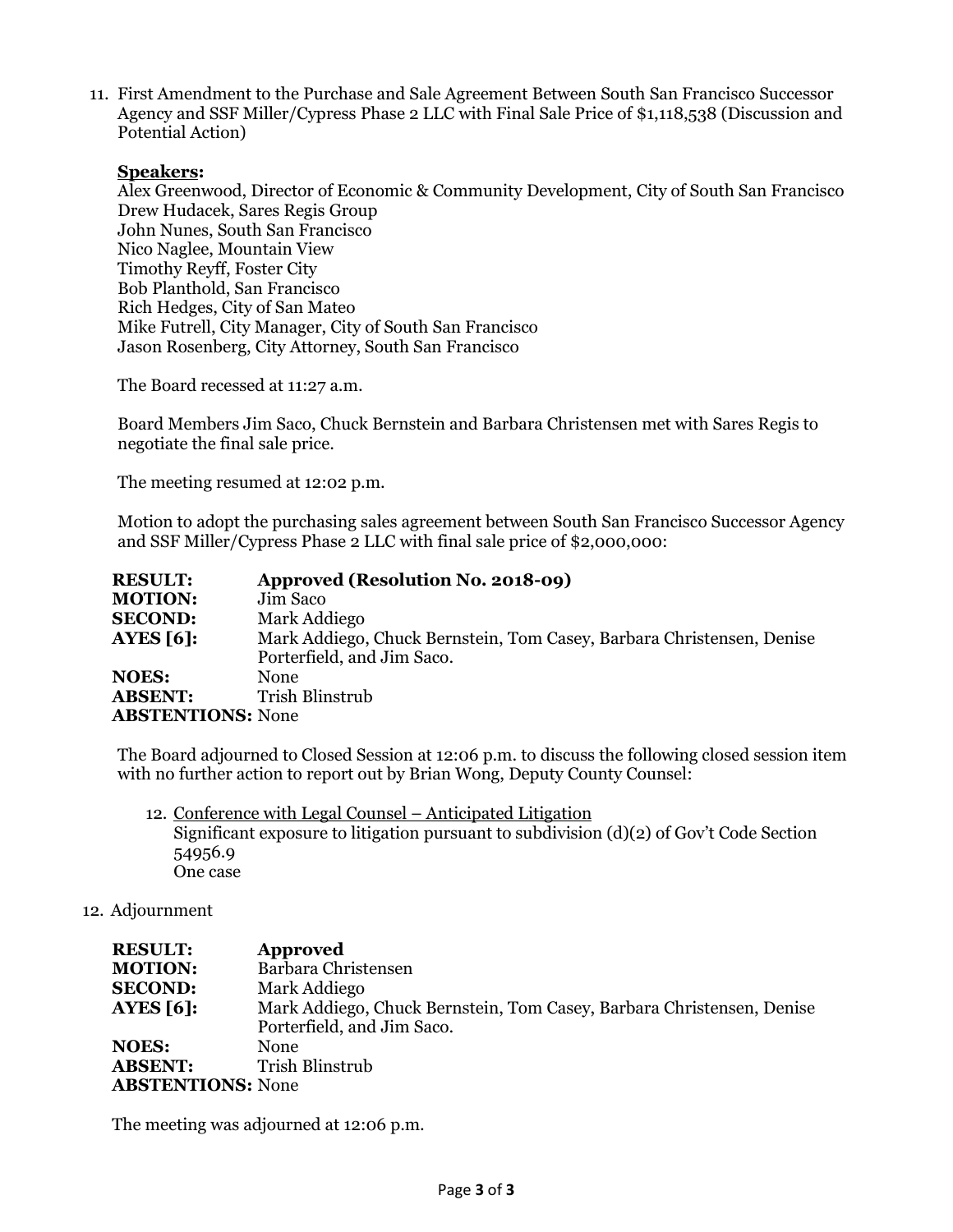11. First Amendment to the Purchase and Sale Agreement Between South San Francisco Successor Agency and SSF Miller/Cypress Phase 2 LLC with Final Sale Price of $1,118,538 (Discussion and Potential Action)

    **Speakers:**
    Alex Greenwood, Director of Economic & Community Development, City of South San Francisco
    Drew Hudacek, Sares Regis Group
    John Nunes, South San Francisco
    Nico Naglee, Mountain View
    Timothy Reyff, Foster City
    Bob Planthold, San Francisco
    Rich Hedges, City of San Mateo
    Mike Futrell, City Manager, City of South San Francisco
    Jason Rosenberg, City Attorney, South San Francisco

    The Board recessed at 11:27 a.m.

    Board Members Jim Saco, Chuck Bernstein and Barbara Christensen met with Sares Regis to negotiate the final sale price.

    The meeting resumed at 12:02 p.m.

    Motion to adopt the purchasing sales agreement between South San Francisco Successor Agency and SSF Miller/Cypress Phase 2 LLC with final sale price of $2,000,000:

| | |
|---|---|
| **RESULT:** | **Approved (Resolution No. 2018-09)** |
| **MOTION:** | Jim Saco |
| **SECOND:** | Mark Addiego |
| **AYES [6]:** | Mark Addiego, Chuck Bernstein, Tom Casey, Barbara Christensen, Denise Porterfield, and Jim Saco. |
| **NOES:** | None |
| **ABSENT:** | Trish Blinstrub |
| **ABSTENTIONS:** | None |

The Board adjourned to Closed Session at 12:06 p.m. to discuss the following closed session item with no further action to report out by Brian Wong, Deputy County Counsel:

12. Conference with Legal Counsel – Anticipated Litigation
    Significant exposure to litigation pursuant to subdivision (d)(2) of Gov't Code Section 54956.9
    One case

12. Adjournment

| | |
|---|---|
| **RESULT:** | **Approved** |
| **MOTION:** | Barbara Christensen |
| **SECOND:** | Mark Addiego |
| **AYES [6]:** | Mark Addiego, Chuck Bernstein, Tom Casey, Barbara Christensen, Denise Porterfield, and Jim Saco. |
| **NOES:** | None |
| **ABSENT:** | Trish Blinstrub |
| **ABSTENTIONS:** | None |

The meeting was adjourned at 12:06 p.m.